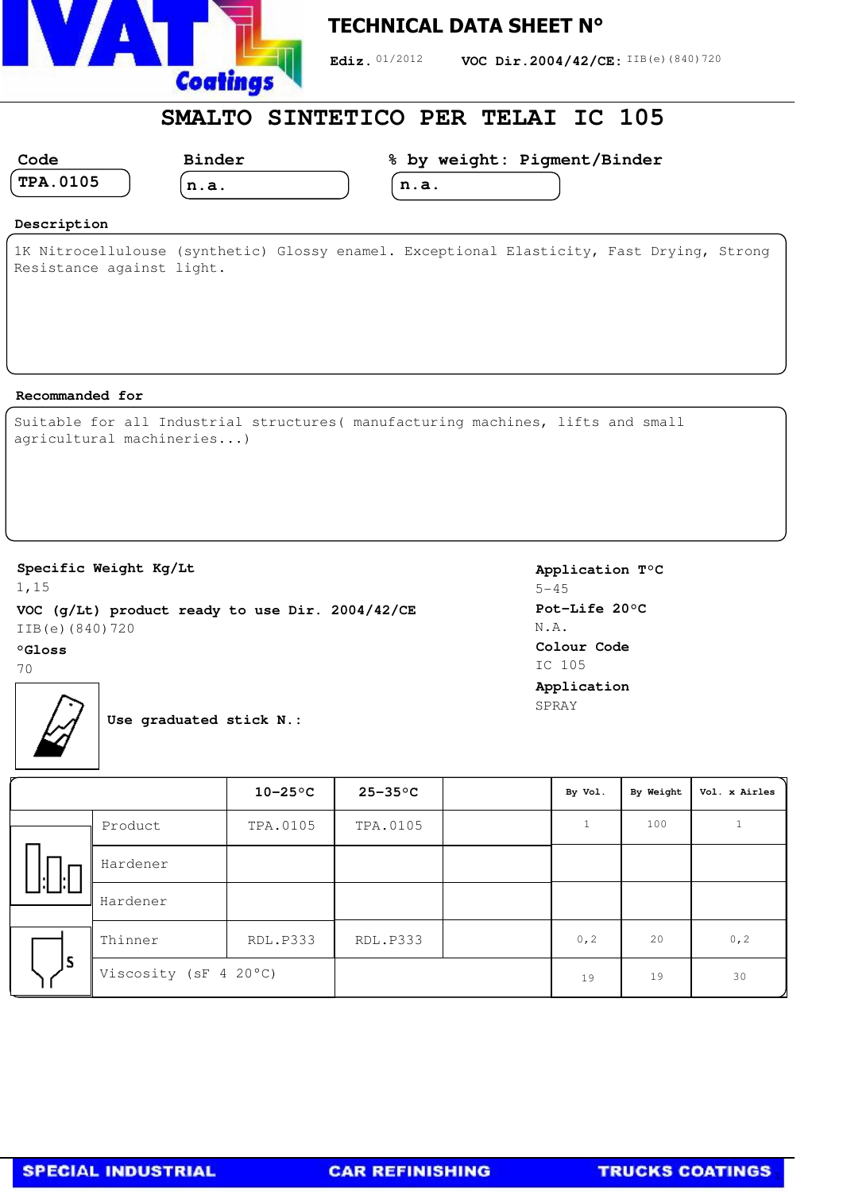# TECHNICAL DATA SHEET N°

**Ediz.** 01/2012 **VOC Dir.2004/42/CE:** IIB(e)(840)720

## SMALTO SINTETICO PER TELAI IC 105

| Code | Binder | % by weight: Pigment/Binder |
|---|---|---|
| TPA.0105 | n.a. | n.a. |

**Description**

1K Nitrocellulouse (synthetic) Glossy enamel. Exceptional Elasticity, Fast Drying, Strong Resistance against light.

**Recommanded for**

Suitable for all Industrial structures( manufacturing machines, lifts and small agricultural machineries...)

**Specific Weight Kg/Lt**
1,15

**VOC (g/Lt) product ready to use Dir. 2004/42/CE**
IIB(e)(840)720

**°Gloss**
70

**Application T°C**
5-45

**Pot-Life 20°C**
N.A.

**Colour Code**
IC 105

**Application**
SPRAY

**Use graduated stick N.:**

| | 10-25°C | 25-35°C | | By Vol. | By Weight | Vol. x Airles |
|---|---|---|---|---|---|---|
| Product | TPA.0105 | TPA.0105 | | 1 | 100 | 1 |
| Hardener | | | | | | |
| Hardener | | | | | | |
| Thinner | RDL.P333 | RDL.P333 | | 0,2 | 20 | 0,2 |
| Viscosity (sF 4 20°C) | | | | 19 | 19 | 30 |

SPECIAL INDUSTRIAL CAR REFINISHING TRUCKS COATINGS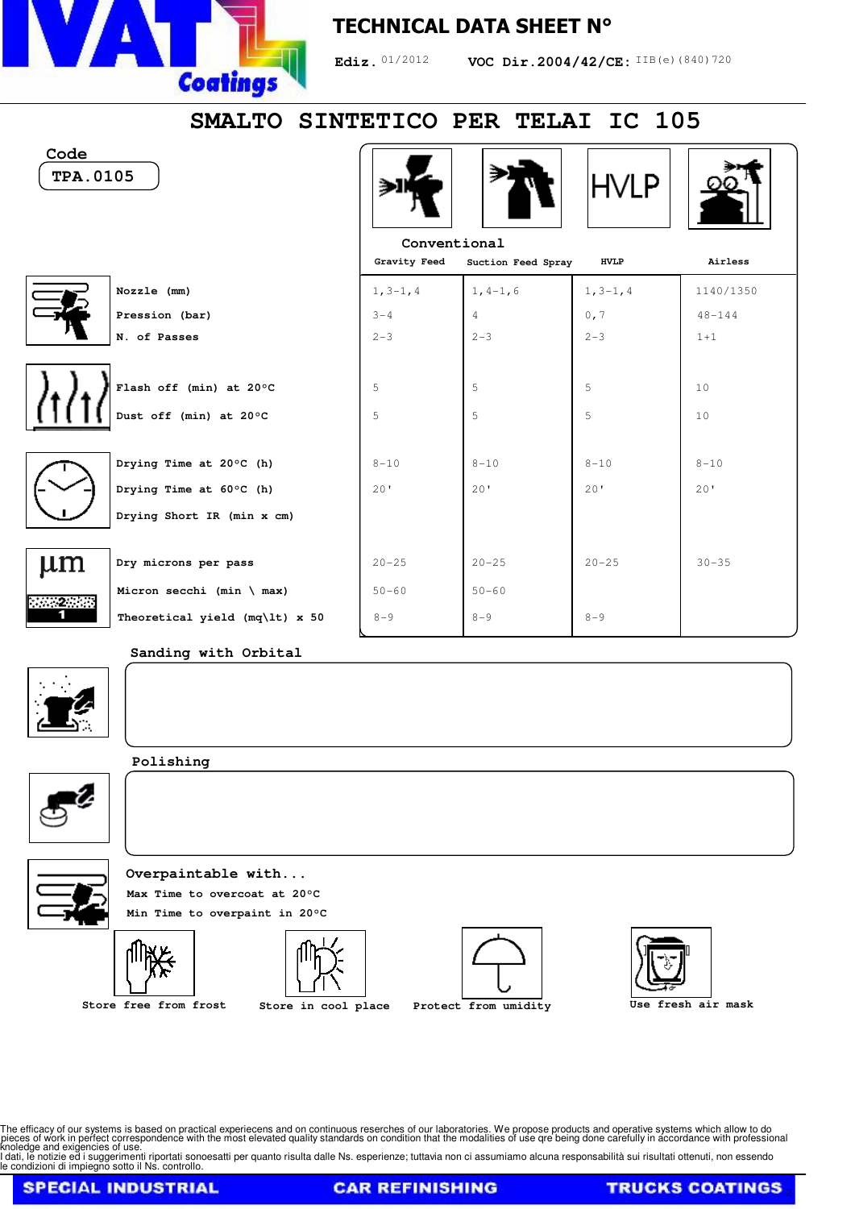# TECHNICAL DATA SHEET N°

Ediz. 01/2012 VOC Dir.2004/42/CE: IIB(e)(840)720

## SMALTO SINTETICO PER TELAI IC 105

Code: TPA.0105

| | Conventional Gravity Feed | Conventional Suction Feed Spray | HVLP | Airless |
|---|---|---|---|---|
| Nozzle (mm) | 1,3-1,4 | 1,4-1,6 | 1,3-1,4 | 1140/1350 |
| Pression (bar) | 3-4 | 4 | 0,7 | 48-144 |
| N. of Passes | 2-3 | 2-3 | 2-3 | 1+1 |
| Flash off (min) at 20°C | 5 | 5 | 5 | 10 |
| Dust off (min) at 20°C | 5 | 5 | 5 | 10 |
| Drying Time at 20°C (h) | 8-10 | 8-10 | 8-10 | 8-10 |
| Drying Time at 60°C (h) | 20' | 20' | 20' | 20' |
| Drying Short IR (min x cm) | | | | |
| Dry microns per pass | 20-25 | 20-25 | 20-25 | 30-35 |
| Micron secchi (min \ max) | 50-60 | 50-60 | | |
| Theoretical yield (mq\lt) x 50 | 8-9 | 8-9 | 8-9 | |

**Sanding with Orbital**

**Polishing**

**Overpaintable with...**

Max Time to overcoat at 20°C

Min Time to overpaint in 20°C

Store free from frost | Store in cool place | Protect from umidity | Use fresh air mask

The efficacy of our systems is based on practical experiecens and on continuous reserches of our laboratories. We propose products and operative systems which allow to do pieces of work in perfect correspondence with the most elevated quality standards on condition that the modalities of use qre being done carefully in accordance with professional knoledge and exigencies of use.
I dati, le notizie ed i suggerimenti riportati sonoesatti per quanto risulta dalle Ns. esperienze; tuttavia non ci assumiamo alcuna responsabilità sui risultati ottenuti, non essendo le condizioni di impiegno sotto il Ns. controllo.

SPECIAL INDUSTRIAL | CAR REFINISHING | TRUCKS COATINGS